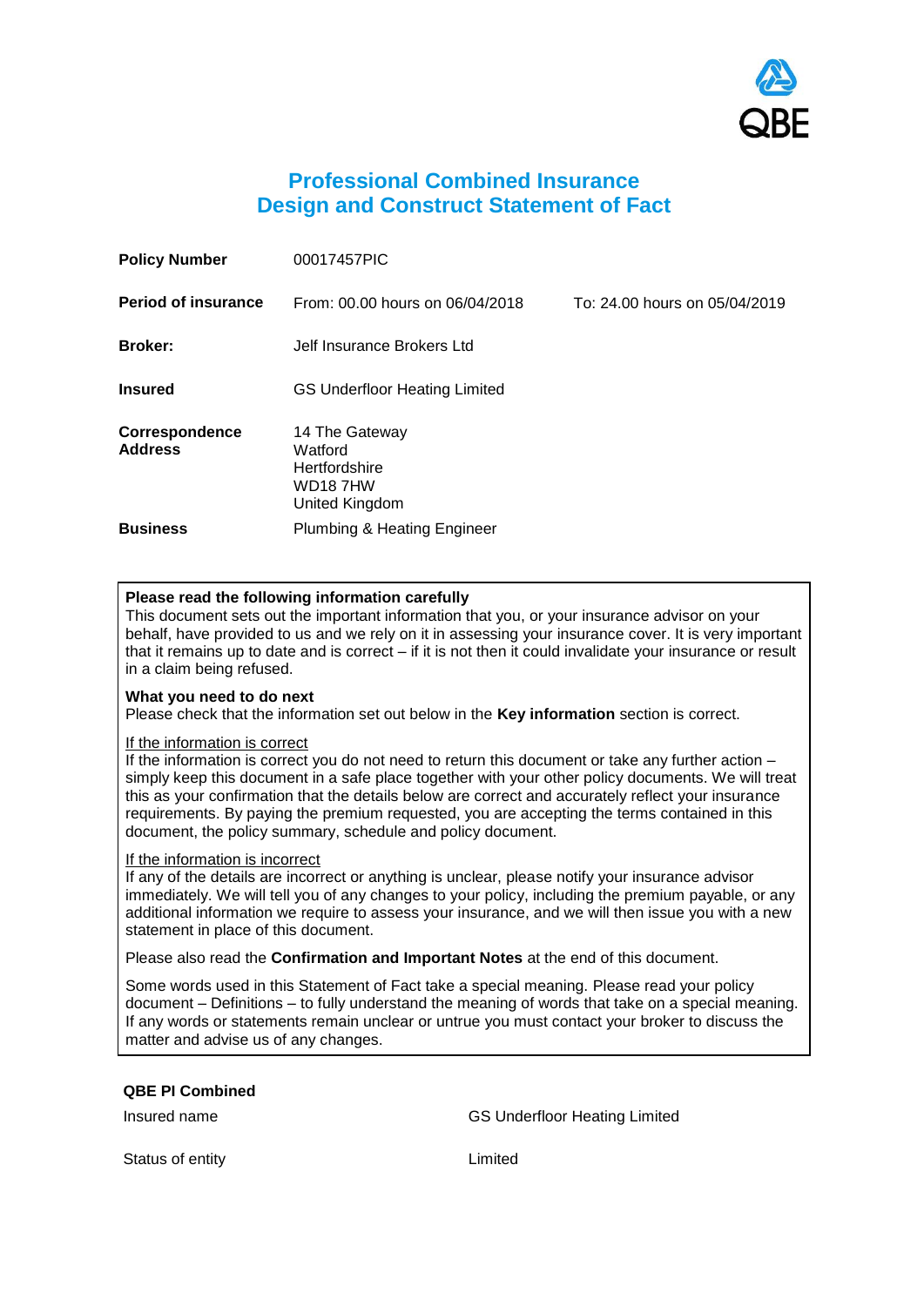# Professional Combined Insurance
# Design and Construct Statement of Fact

| | | |
|---|---|---|
| **Policy Number** | 00017457PIC | |
| **Period of insurance** | From: 00.00 hours on 06/04/2018 | To: 24.00 hours on 05/04/2019 |
| **Broker:** | Jelf Insurance Brokers Ltd | |
| **Insured** | GS Underfloor Heating Limited | |
| **Correspondence Address** | 14 The Gateway<br>Watford<br>Hertfordshire<br>WD18 7HW<br>United Kingdom | |
| **Business** | Plumbing & Heating Engineer | |

**Please read the following information carefully**
This document sets out the important information that you, or your insurance advisor on your behalf, have provided to us and we rely on it in assessing your insurance cover. It is very important that it remains up to date and is correct – if it is not then it could invalidate your insurance or result in a claim being refused.

**What you need to do next**
Please check that the information set out below in the **Key information** section is correct.

<u>If the information is correct</u>
If the information is correct you do not need to return this document or take any further action – simply keep this document in a safe place together with your other policy documents. We will treat this as your confirmation that the details below are correct and accurately reflect your insurance requirements. By paying the premium requested, you are accepting the terms contained in this document, the policy summary, schedule and policy document.

<u>If the information is incorrect</u>
If any of the details are incorrect or anything is unclear, please notify your insurance advisor immediately. We will tell you of any changes to your policy, including the premium payable, or any additional information we require to assess your insurance, and we will then issue you with a new statement in place of this document.

Please also read the **Confirmation and Important Notes** at the end of this document.

Some words used in this Statement of Fact take a special meaning. Please read your policy document – Definitions – to fully understand the meaning of words that take on a special meaning. If any words or statements remain unclear or untrue you must contact your broker to discuss the matter and advise us of any changes.

**QBE PI Combined**

| | |
|---|---|
| Insured name | GS Underfloor Heating Limited |
| Status of entity | Limited |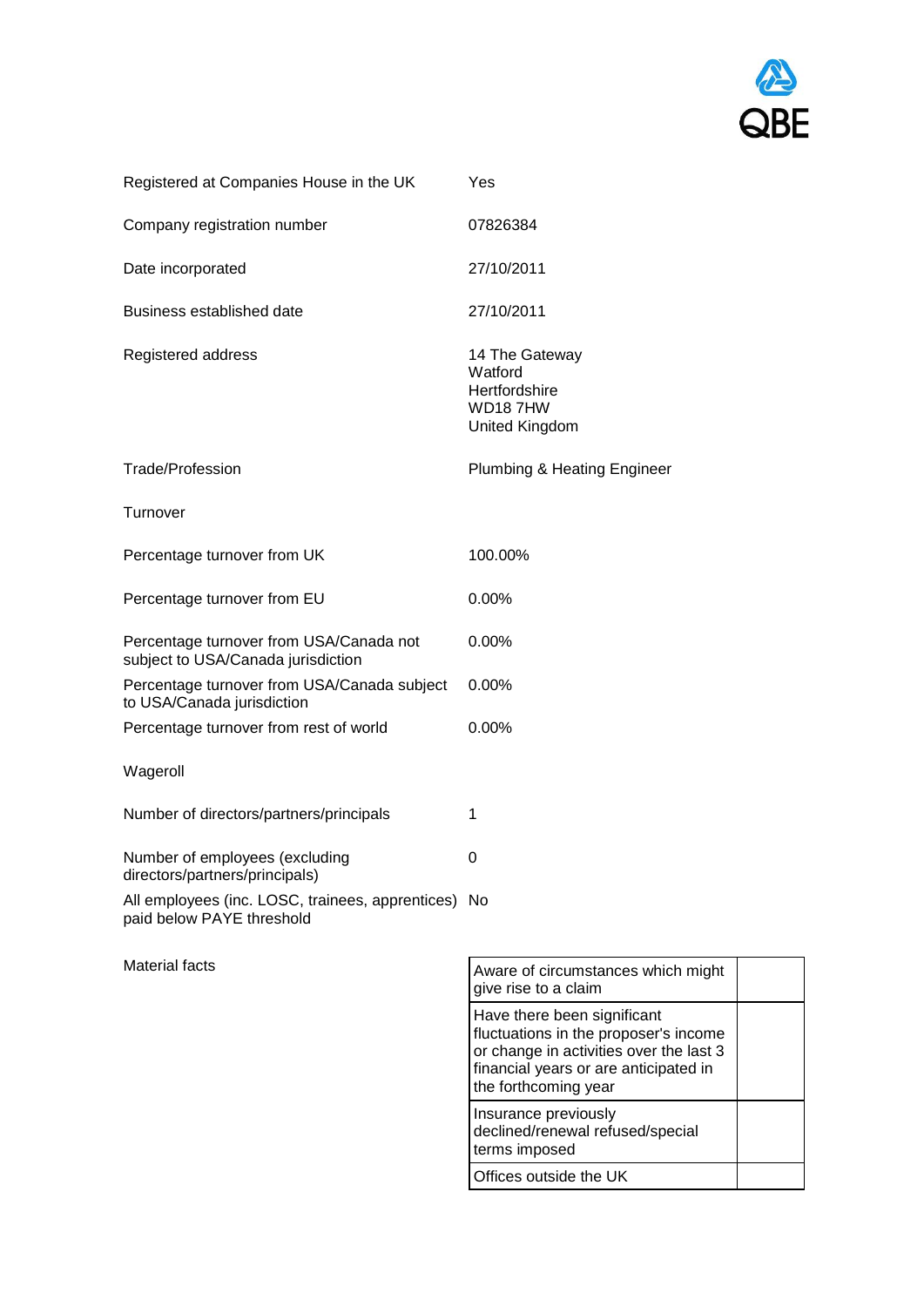| | |
|---|---|
| Registered at Companies House in the UK | Yes |
| Company registration number | 07826384 |
| Date incorporated | 27/10/2011 |
| Business established date | 27/10/2011 |
| Registered address | 14 The Gateway<br>Watford<br>Hertfordshire<br>WD18 7HW<br>United Kingdom |
| Trade/Profession | Plumbing & Heating Engineer |
| Turnover | |
| Percentage turnover from UK | 100.00% |
| Percentage turnover from EU | 0.00% |
| Percentage turnover from USA/Canada not subject to USA/Canada jurisdiction | 0.00% |
| Percentage turnover from USA/Canada subject to USA/Canada jurisdiction | 0.00% |
| Percentage turnover from rest of world | 0.00% |
| Wageroll | |
| Number of directors/partners/principals | 1 |
| Number of employees (excluding directors/partners/principals) | 0 |
| All employees (inc. LOSC, trainees, apprentices) paid below PAYE threshold | No |

Material facts

| | |
|---|---|
| Aware of circumstances which might give rise to a claim | |
| Have there been significant fluctuations in the proposer's income or change in activities over the last 3 financial years or are anticipated in the forthcoming year | |
| Insurance previously declined/renewal refused/special terms imposed | |
| Offices outside the UK | |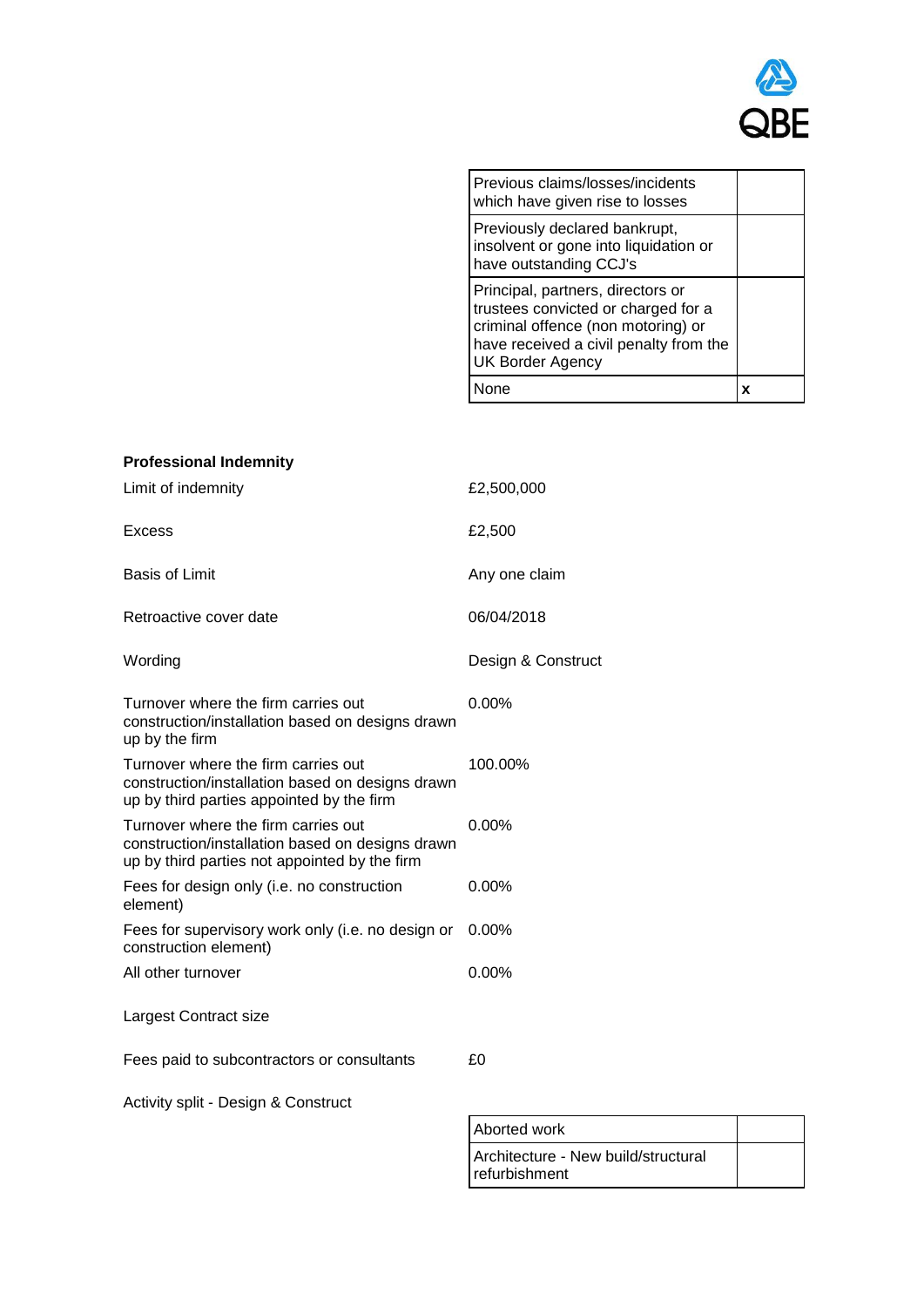| | |
|---|---|
| Previous claims/losses/incidents which have given rise to losses | |
| Previously declared bankrupt, insolvent or gone into liquidation or have outstanding CCJ's | |
| Principal, partners, directors or trustees convicted or charged for a criminal offence (non motoring) or have received a civil penalty from the UK Border Agency | |
| None | x |

**Professional Indemnity**

| | |
|---|---|
| Limit of indemnity | £2,500,000 |
| Excess | £2,500 |
| Basis of Limit | Any one claim |
| Retroactive cover date | 06/04/2018 |
| Wording | Design & Construct |
| Turnover where the firm carries out construction/installation based on designs drawn up by the firm | 0.00% |
| Turnover where the firm carries out construction/installation based on designs drawn up by third parties appointed by the firm | 100.00% |
| Turnover where the firm carries out construction/installation based on designs drawn up by third parties not appointed by the firm | 0.00% |
| Fees for design only (i.e. no construction element) | 0.00% |
| Fees for supervisory work only (i.e. no design or construction element) | 0.00% |
| All other turnover | 0.00% |
| Largest Contract size | |
| Fees paid to subcontractors or consultants | £0 |

Activity split - Design & Construct

| | |
|---|---|
| Aborted work | |
| Architecture - New build/structural refurbishment | |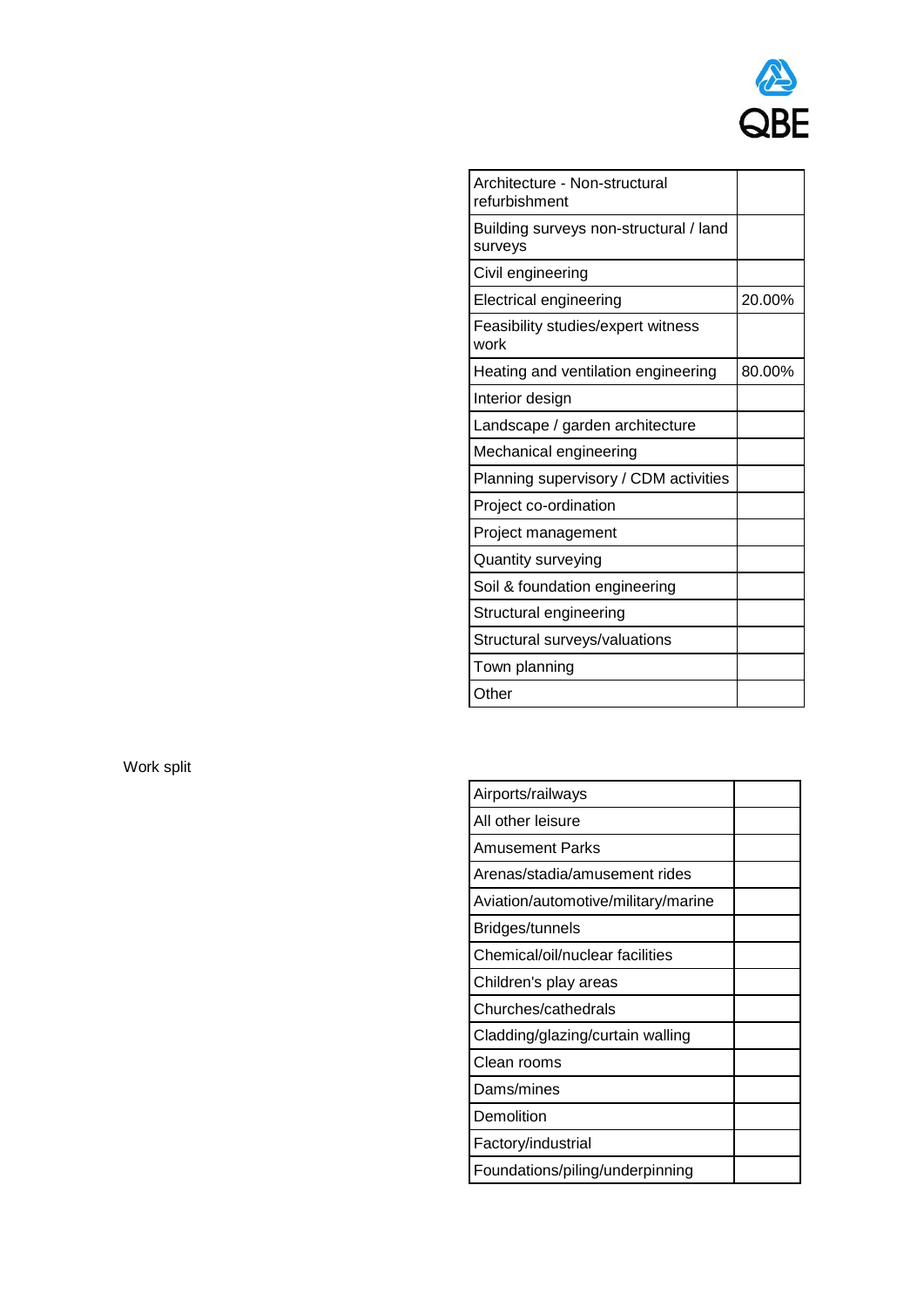| Architecture - Non-structural refurbishment | |
|---|---|
| Building surveys non-structural / land surveys | |
| Civil engineering | |
| Electrical engineering | 20.00% |
| Feasibility studies/expert witness work | |
| Heating and ventilation engineering | 80.00% |
| Interior design | |
| Landscape / garden architecture | |
| Mechanical engineering | |
| Planning supervisory / CDM activities | |
| Project co-ordination | |
| Project management | |
| Quantity surveying | |
| Soil & foundation engineering | |
| Structural engineering | |
| Structural surveys/valuations | |
| Town planning | |
| Other | |

Work split

| Airports/railways | |
|---|---|
| All other leisure | |
| Amusement Parks | |
| Arenas/stadia/amusement rides | |
| Aviation/automotive/military/marine | |
| Bridges/tunnels | |
| Chemical/oil/nuclear facilities | |
| Children's play areas | |
| Churches/cathedrals | |
| Cladding/glazing/curtain walling | |
| Clean rooms | |
| Dams/mines | |
| Demolition | |
| Factory/industrial | |
| Foundations/piling/underpinning | |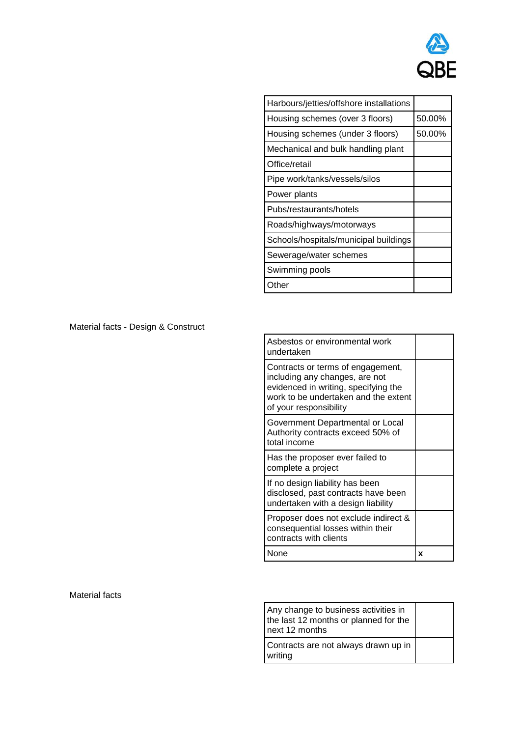| Harbours/jetties/offshore installations | |
|---|---|
| Housing schemes (over 3 floors) | 50.00% |
| Housing schemes (under 3 floors) | 50.00% |
| Mechanical and bulk handling plant | |
| Office/retail | |
| Pipe work/tanks/vessels/silos | |
| Power plants | |
| Pubs/restaurants/hotels | |
| Roads/highways/motorways | |
| Schools/hospitals/municipal buildings | |
| Sewerage/water schemes | |
| Swimming pools | |
| Other | |

Material facts - Design & Construct

| Asbestos or environmental work undertaken | |
|---|---|
| Contracts or terms of engagement, including any changes, are not evidenced in writing, specifying the work to be undertaken and the extent of your responsibility | |
| Government Departmental or Local Authority contracts exceed 50% of total income | |
| Has the proposer ever failed to complete a project | |
| If no design liability has been disclosed, past contracts have been undertaken with a design liability | |
| Proposer does not exclude indirect & consequential losses within their contracts with clients | |
| None | x |

Material facts

| Any change to business activities in the last 12 months or planned for the next 12 months | |
|---|---|
| Contracts are not always drawn up in writing | |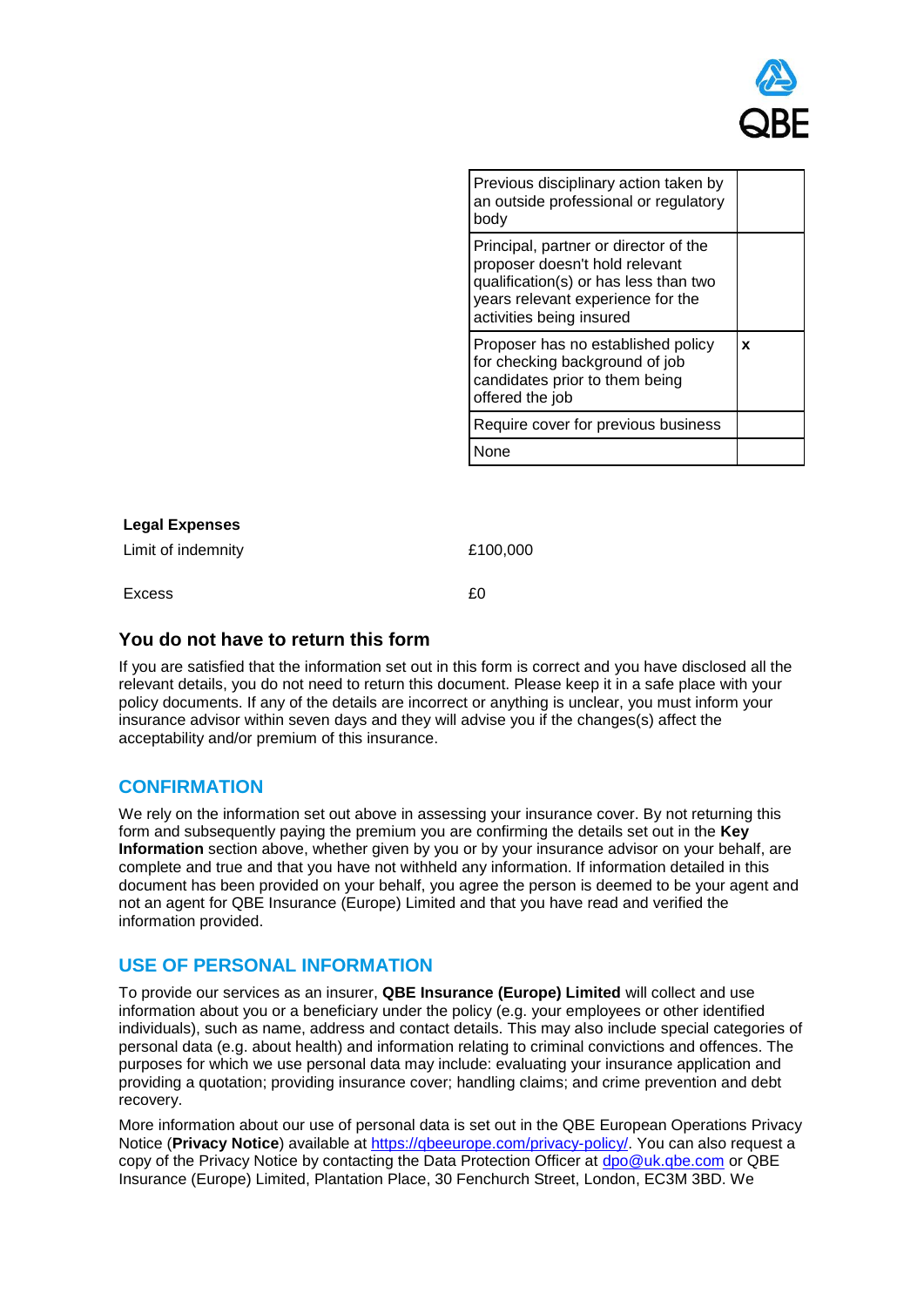| | |
|---|---|
| Previous disciplinary action taken by an outside professional or regulatory body | |
| Principal, partner or director of the proposer doesn't hold relevant qualification(s) or has less than two years relevant experience for the activities being insured | |
| Proposer has no established policy for checking background of job candidates prior to them being offered the job | x |
| Require cover for previous business | |
| None | |

**Legal Expenses**

| | |
|---|---|
| Limit of indemnity | £100,000 |
| Excess | £0 |

### You do not have to return this form

If you are satisfied that the information set out in this form is correct and you have disclosed all the relevant details, you do not need to return this document. Please keep it in a safe place with your policy documents. If any of the details are incorrect or anything is unclear, you must inform your insurance advisor within seven days and they will advise you if the changes(s) affect the acceptability and/or premium of this insurance.

## CONFIRMATION

We rely on the information set out above in assessing your insurance cover. By not returning this form and subsequently paying the premium you are confirming the details set out in the **Key Information** section above, whether given by you or by your insurance advisor on your behalf, are complete and true and that you have not withheld any information. If information detailed in this document has been provided on your behalf, you agree the person is deemed to be your agent and not an agent for QBE Insurance (Europe) Limited and that you have read and verified the information provided.

## USE OF PERSONAL INFORMATION

To provide our services as an insurer, **QBE Insurance (Europe) Limited** will collect and use information about you or a beneficiary under the policy (e.g. your employees or other identified individuals), such as name, address and contact details. This may also include special categories of personal data (e.g. about health) and information relating to criminal convictions and offences. The purposes for which we use personal data may include: evaluating your insurance application and providing a quotation; providing insurance cover; handling claims; and crime prevention and debt recovery.

More information about our use of personal data is set out in the QBE European Operations Privacy Notice (**Privacy Notice**) available at https://qbeeurope.com/privacy-policy/. You can also request a copy of the Privacy Notice by contacting the Data Protection Officer at dpo@uk.qbe.com or QBE Insurance (Europe) Limited, Plantation Place, 30 Fenchurch Street, London, EC3M 3BD. We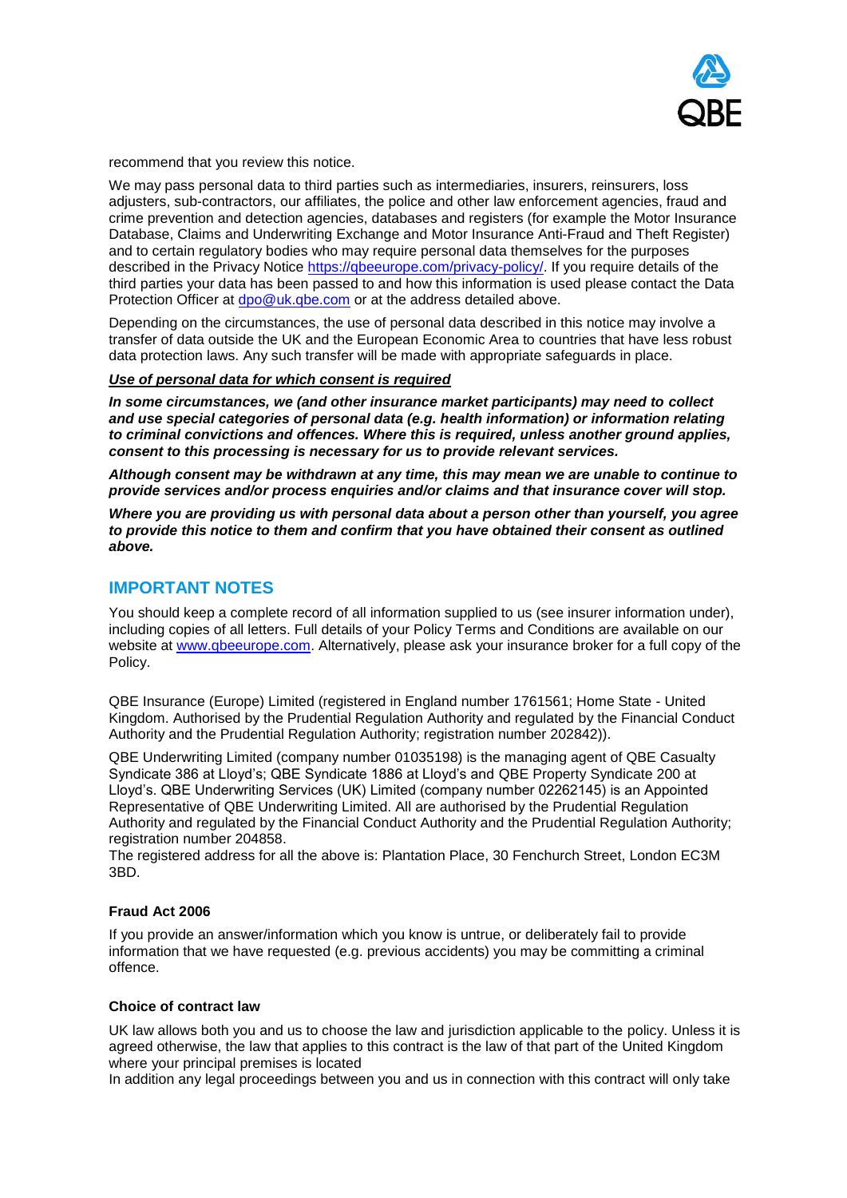recommend that you review this notice.

We may pass personal data to third parties such as intermediaries, insurers, reinsurers, loss adjusters, sub-contractors, our affiliates, the police and other law enforcement agencies, fraud and crime prevention and detection agencies, databases and registers (for example the Motor Insurance Database, Claims and Underwriting Exchange and Motor Insurance Anti-Fraud and Theft Register) and to certain regulatory bodies who may require personal data themselves for the purposes described in the Privacy Notice https://qbeeurope.com/privacy-policy/. If you require details of the third parties your data has been passed to and how this information is used please contact the Data Protection Officer at dpo@uk.qbe.com or at the address detailed above.

Depending on the circumstances, the use of personal data described in this notice may involve a transfer of data outside the UK and the European Economic Area to countries that have less robust data protection laws. Any such transfer will be made with appropriate safeguards in place.

***Use of personal data for which consent is required***

***In some circumstances, we (and other insurance market participants) may need to collect and use special categories of personal data (e.g. health information) or information relating to criminal convictions and offences. Where this is required, unless another ground applies, consent to this processing is necessary for us to provide relevant services.***

***Although consent may be withdrawn at any time, this may mean we are unable to continue to provide services and/or process enquiries and/or claims and that insurance cover will stop.***

***Where you are providing us with personal data about a person other than yourself, you agree to provide this notice to them and confirm that you have obtained their consent as outlined above.***

## IMPORTANT NOTES

You should keep a complete record of all information supplied to us (see insurer information under), including copies of all letters. Full details of your Policy Terms and Conditions are available on our website at www.qbeeurope.com. Alternatively, please ask your insurance broker for a full copy of the Policy.

QBE Insurance (Europe) Limited (registered in England number 1761561; Home State - United Kingdom. Authorised by the Prudential Regulation Authority and regulated by the Financial Conduct Authority and the Prudential Regulation Authority; registration number 202842)).

QBE Underwriting Limited (company number 01035198) is the managing agent of QBE Casualty Syndicate 386 at Lloyd's; QBE Syndicate 1886 at Lloyd's and QBE Property Syndicate 200 at Lloyd's. QBE Underwriting Services (UK) Limited (company number 02262145) is an Appointed Representative of QBE Underwriting Limited. All are authorised by the Prudential Regulation Authority and regulated by the Financial Conduct Authority and the Prudential Regulation Authority; registration number 204858.
The registered address for all the above is: Plantation Place, 30 Fenchurch Street, London EC3M 3BD.

**Fraud Act 2006**

If you provide an answer/information which you know is untrue, or deliberately fail to provide information that we have requested (e.g. previous accidents) you may be committing a criminal offence.

**Choice of contract law**

UK law allows both you and us to choose the law and jurisdiction applicable to the policy. Unless it is agreed otherwise, the law that applies to this contract is the law of that part of the United Kingdom where your principal premises is located
In addition any legal proceedings between you and us in connection with this contract will only take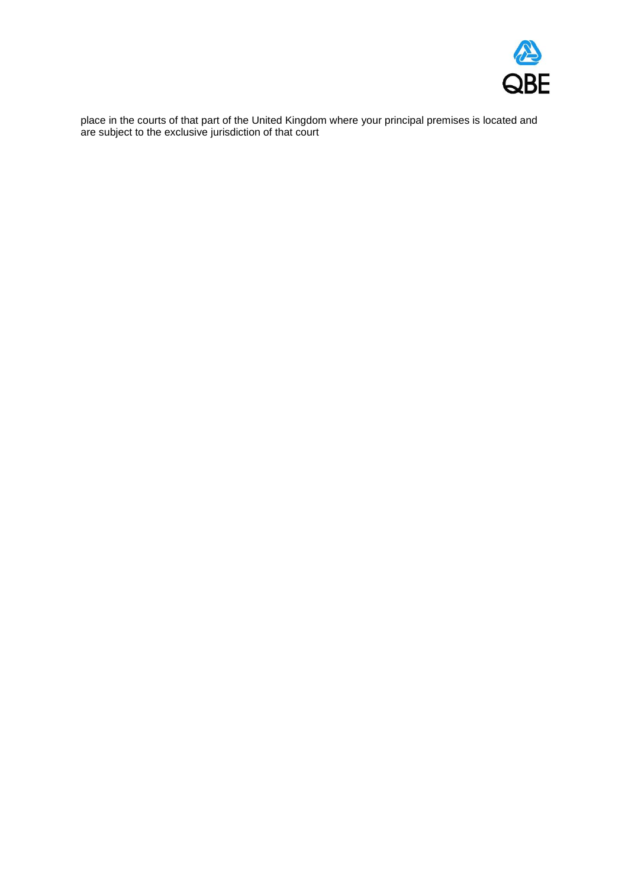place in the courts of that part of the United Kingdom where your principal premises is located and are subject to the exclusive jurisdiction of that court